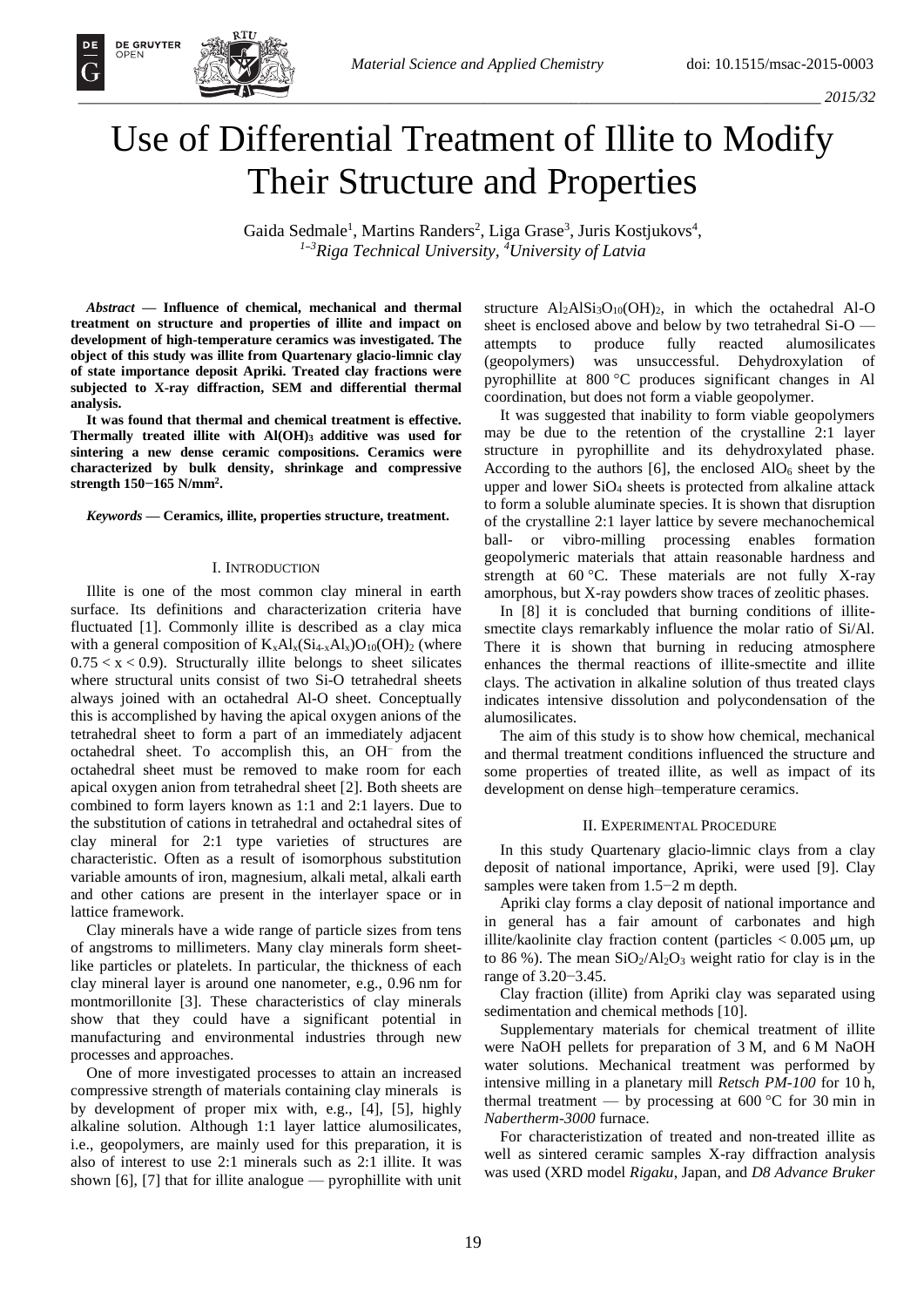# Use of Differential Treatment of Illite to Modify Their Structure and Properties

Gaida Sedmale[1], Martins Randers[2], Liga Grase[3], Juris Kostjukovs[4],
[1–3]*Riga Technical University*, [4]*University of Latvia*

***Abstract* — Influence of chemical, mechanical and thermal treatment on structure and properties of illite and impact on development of high-temperature ceramics was investigated. The object of this study was illite from Quaternary glacio-limnic clay of state importance deposit Apriki. Treated clay fractions were subjected to X-ray diffraction, SEM and differential thermal analysis.**

**It was found that thermal and chemical treatment is effective. Thermally treated illite with $Al(OH)_3$ additive was used for sintering a new dense ceramic compositions. Ceramics were characterized by bulk density, shrinkage and compressive strength 150−165 N/mm².**

***Keywords* — Ceramics, illite, properties structure, treatment.**

## I. Introduction

Illite is one of the most common clay mineral in earth surface. Its definitions and characterization criteria have fluctuated [1]. Commonly illite is described as a clay mica with a general composition of $K_xAl_x(Si_{4-x}Al_x)O_{10}(OH)_2$ (where $0.75 < x < 0.9$). Structurally illite belongs to sheet silicates where structural units consist of two Si-O tetrahedral sheets always joined with an octahedral Al-O sheet. Conceptually this is accomplished by having the apical oxygen anions of the tetrahedral sheet to form a part of an immediately adjacent octahedral sheet. To accomplish this, an $OH^-$ from the octahedral sheet must be removed to make room for each apical oxygen anion from tetrahedral sheet [2]. Both sheets are combined to form layers known as 1:1 and 2:1 layers. Due to the substitution of cations in tetrahedral and octahedral sites of clay mineral for 2:1 type varieties of structures are characteristic. Often as a result of isomorphous substitution variable amounts of iron, magnesium, alkali metal, alkali earth and other cations are present in the interlayer space or in lattice framework.

Clay minerals have a wide range of particle sizes from tens of angstroms to millimeters. Many clay minerals form sheet-like particles or platelets. In particular, the thickness of each clay mineral layer is around one nanometer, e.g., 0.96 nm for montmorillonite [3]. These characteristics of clay minerals show that they could have a significant potential in manufacturing and environmental industries through new processes and approaches.

One of more investigated processes to attain an increased compressive strength of materials containing clay minerals is by development of proper mix with, e.g., [4], [5], highly alkaline solution. Although 1:1 layer lattice alumosilicates, i.e., geopolymers, are mainly used for this preparation, it is also of interest to use 2:1 minerals such as 2:1 illite. It was shown [6], [7] that for illite analogue — pyrophillite with unit structure $Al_2AlSi_3O_{10}(OH)_2$, in which the octahedral Al-O sheet is enclosed above and below by two tetrahedral Si-O — attempts to produce fully reacted alumosilicates (geopolymers) was unsuccessful. Dehydroxylation of pyrophillite at 800 °C produces significant changes in Al coordination, but does not form a viable geopolymer.

It was suggested that inability to form viable geopolymers may be due to the retention of the crystalline 2:1 layer structure in pyrophillite and its dehydroxylated phase. According to the authors [6], the enclosed $AlO_6$ sheet by the upper and lower $SiO_4$ sheets is protected from alkaline attack to form a soluble aluminate species. It is shown that disruption of the crystalline 2:1 layer lattice by severe mechanochemical ball- or vibro-milling processing enables formation geopolymeric materials that attain reasonable hardness and strength at 60 °C. These materials are not fully X-ray amorphous, but X-ray powders show traces of zeolitic phases.

In [8] it is concluded that burning conditions of illite-smectite clays remarkably influence the molar ratio of Si/Al. There it is shown that burning in reducing atmosphere enhances the thermal reactions of illite-smectite and illite clays. The activation in alkaline solution of thus treated clays indicates intensive dissolution and polycondensation of the alumosilicates.

The aim of this study is to show how chemical, mechanical and thermal treatment conditions influenced the structure and some properties of treated illite, as well as impact of its development on dense high–temperature ceramics.

## II. Experimental Procedure

In this study Quartenary glacio-limnic clays from a clay deposit of national importance, Apriki, were used [9]. Clay samples were taken from 1.5−2 m depth.

Apriki clay forms a clay deposit of national importance and in general has a fair amount of carbonates and high illite/kaolinite clay fraction content (particles < 0.005 µm, up to 86 %). The mean $SiO_2/Al_2O_3$ weight ratio for clay is in the range of 3.20−3.45.

Clay fraction (illite) from Apriki clay was separated using sedimentation and chemical methods [10].

Supplementary materials for chemical treatment of illite were NaOH pellets for preparation of 3 M, and 6 M NaOH water solutions. Mechanical treatment was performed by intensive milling in a planetary mill *Retsch PM-100* for 10 h, thermal treatment — by processing at 600 °C for 30 min in *Nabertherm-3000* furnace.

For characteristization of treated and non-treated illite as well as sintered ceramic samples X-ray diffraction analysis was used (XRD model *Rigaku*, Japan, and *D8 Advance Bruker*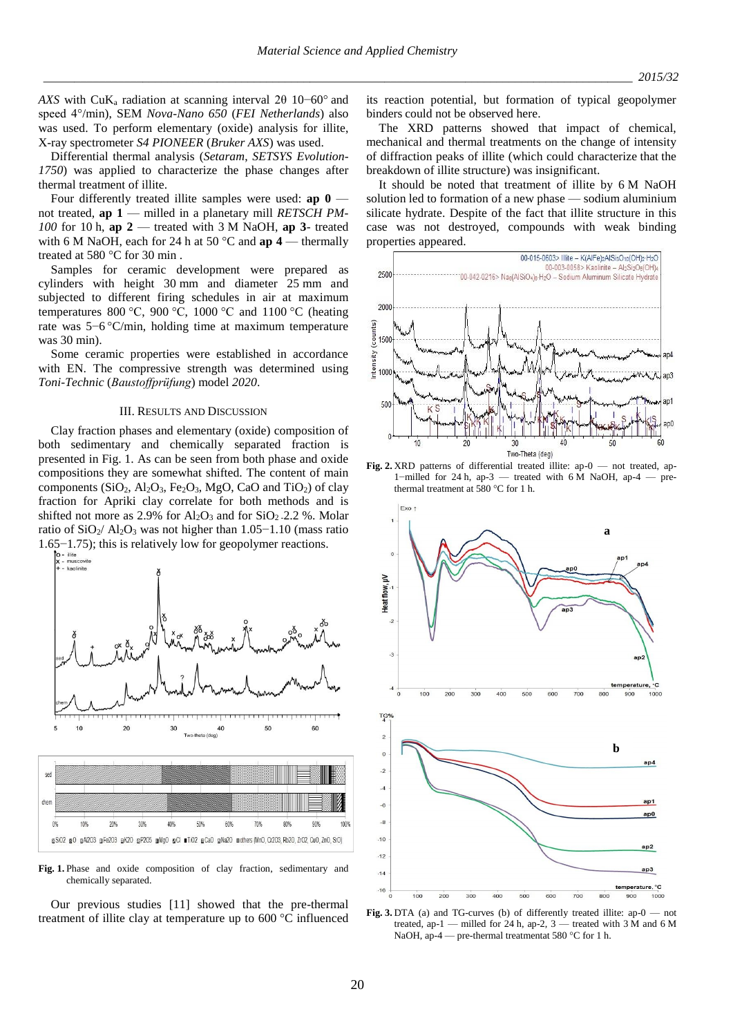*AXS* with $CuK_a$ radiation at scanning interval 2θ 10−60° and speed 4°/min), SEM *Nova-Nano 650* (*FEI Netherlands*) also was used. To perform elementary (oxide) analysis for illite, X-ray spectrometer *S4 PIONEER* (*Bruker AXS*) was used.

Differential thermal analysis (*Setaram*, *SETSYS Evolution-1750*) was applied to characterize the phase changes after thermal treatment of illite.

Four differently treated illite samples were used: **ap 0** — not treated, **ap 1** — milled in a planetary mill *RETSCH PM-100* for 10 h, **ap 2** — treated with 3 M NaOH, **ap 3**- treated with 6 M NaOH, each for 24 h at 50 °C and **ap 4** — thermally treated at 580 °C for 30 min .

Samples for ceramic development were prepared as cylinders with height 30 mm and diameter 25 mm and subjected to different firing schedules in air at maximum temperatures 800 °C, 900 °C, 1000 °C and 1100 °C (heating rate was 5−6 °C/min, holding time at maximum temperature was 30 min).

Some ceramic properties were established in accordance with EN. The compressive strength was determined using *Toni-Technic* (*Baustoffprüfung*) model *2020*.

## III. Results and Discussion

Clay fraction phases and elementary (oxide) composition of both sedimentary and chemically separated fraction is presented in Fig. 1. As can be seen from both phase and oxide compositions they are somewhat shifted. The content of main components ($SiO_2$, $Al_2O_3$, $Fe_2O_3$, MgO, CaO and $TiO_2$) of clay fraction for Apriki clay correlate for both methods and is shifted not more as 2.9% for $Al_2O_3$ and for $SiO_2$ -2.2 %. Molar ratio of $SiO_2$/ $Al_2O_3$ was not higher than 1.05−1.10 (mass ratio 1.65−1.75); this is relatively low for geopolymer reactions.

**Fig. 1.** Phase and oxide composition of clay fraction, sedimentary and chemically separated.

Our previous studies [11] showed that the pre-thermal treatment of illite clay at temperature up to 600 °C influenced its reaction potential, but formation of typical geopolymer binders could not be observed here.

The XRD patterns showed that impact of chemical, mechanical and thermal treatments on the change of intensity of diffraction peaks of illite (which could characterize that the breakdown of illite structure) was insignificant.

It should be noted that treatment of illite by 6 M NaOH solution led to formation of a new phase — sodium aluminium silicate hydrate. Despite of the fact that illite structure in this case was not destroyed, compounds with weak binding properties appeared.

**Fig. 2.** XRD patterns of differential treated illite: ap-0 — not treated, ap-1−milled for 24 h, ap-3 — treated with 6 M NaOH, ap-4 — pre-thermal treatment at 580 °C for 1 h.

**Fig. 3.** DTA (a) and TG-curves (b) of differently treated illite: ap-0 — not treated, ap-1 — milled for 24 h, ap-2, 3 — treated with 3 M and 6 M NaOH, ap-4 — pre-thermal treatmentat 580 °C for 1 h.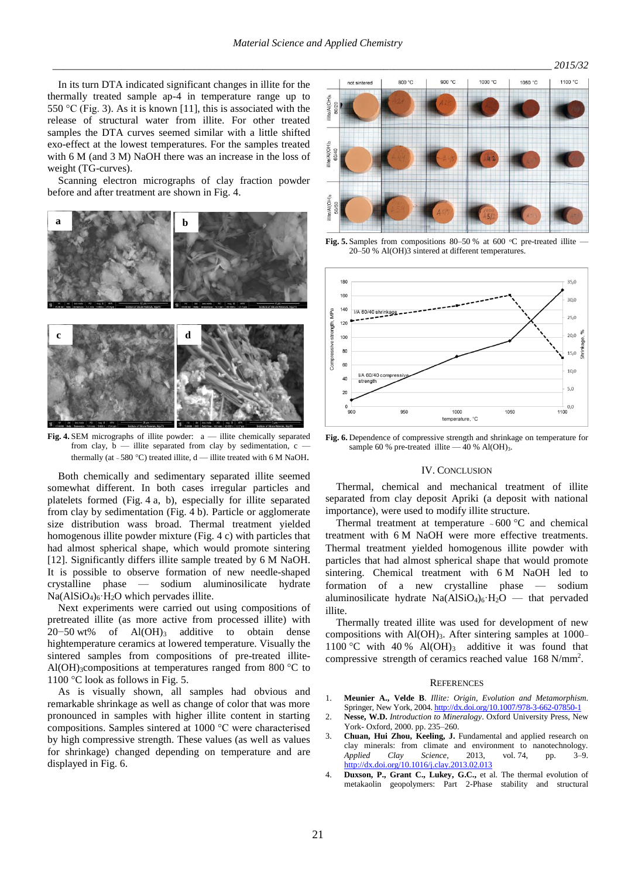In its turn DTA indicated significant changes in illite for the thermally treated sample ap-4 in temperature range up to 550 °C (Fig. 3). As it is known [11], this is associated with the release of structural water from illite. For other treated samples the DTA curves seemed similar with a little shifted exo-effect at the lowest temperatures. For the samples treated with 6 M (and 3 M) NaOH there was an increase in the loss of weight (TG-curves).

Scanning electron micrographs of clay fraction powder before and after treatment are shown in Fig. 4.

**Fig. 4.** SEM micrographs of illite powder: a — illite chemically separated from clay, b — illite separated from clay by sedimentation, c — thermally (at ~580 °C) treated illite, d — illite treated with 6 M NaOH.

Both chemically and sedimentary separated illite seemed somewhat different. In both cases irregular particles and platelets formed (Fig. 4 a, b), especially for illite separated from clay by sedimentation (Fig. 4 b). Particle or agglomerate size distribution wass broad. Thermal treatment yielded homogenous illite powder mixture (Fig. 4 c) with particles that had almost spherical shape, which would promote sintering [12]. Significantly differs illite sample treated by 6 M NaOH. It is possible to observe formation of new needle-shaped crystalline phase — sodium aluminosilicate hydrate $Na(AlSiO_4)_6 \cdot H_2O$ which pervades illite.

Next experiments were carried out using compositions of pretreated illite (as more active from processed illite) with 20−50 wt% of $Al(OH)_3$ additive to obtain dense hightemperature ceramics at lowered temperature. Visually the sintered samples from compositions of pre-treated illite-$Al(OH)_3$compositions at temperatures ranged from 800 °C to 1100 °C look as follows in Fig. 5.

As is visually shown, all samples had obvious and remarkable shrinkage as well as change of color that was more pronounced in samples with higher illite content in starting compositions. Samples sintered at 1000 °C were characterised by high compressive strength. These values (as well as values for shrinkage) changed depending on temperature and are displayed in Fig. 6.

**Fig. 5.** Samples from compositions 80–50 % at 600 °C pre-treated illite — 20–50 % Al(OH)3 sintered at different temperatures.

**Fig. 6.** Dependence of compressive strength and shrinkage on temperature for sample 60 % pre-treated illite — 40 % $Al(OH)_3$.

## IV. Conclusion

Thermal, chemical and mechanical treatment of illite separated from clay deposit Apriki (a deposit with national importance), were used to modify illite structure.

Thermal treatment at temperature ~600 °C and chemical treatment with 6 M NaOH were more effective treatments. Thermal treatment yielded homogenous illite powder with particles that had almost spherical shape that would promote sintering. Chemical treatment with 6 M NaOH led to formation of a new crystalline phase — sodium aluminosilicate hydrate $Na(AlSiO_4)_6 \cdot H_2O$ — that pervaded illite.

Thermally treated illite was used for development of new compositions with $Al(OH)_3$. After sintering samples at 1000–1100 °C with 40 % $Al(OH)_3$ additive it was found that compressive strength of ceramics reached value 168 $N/mm^2$.

## References

1. **Meunier A., Velde B**. *Illite: Origin, Evolution and Metamorphism*. Springer, New York, 2004. http://dx.doi.org/10.1007/978-3-662-07850-1
2. **Nesse, W.D.** *Introduction to Mineralogy*. Oxford University Press, New York- Oxford, 2000. pp. 235–260.
3. **Chuan, Hui Zhou, Keeling, J.** Fundamental and applied research on clay minerals: from climate and environment to nanotechnology. *Applied Clay Science*, 2013, vol. 74, pp. 3–9. http://dx.doi.org/10.1016/j.clay.2013.02.013
4. **Duxson, P., Grant C., Lukey, G.C.,** et al. The thermal evolution of metakaolin geopolymers: Part 2-Phase stability and structural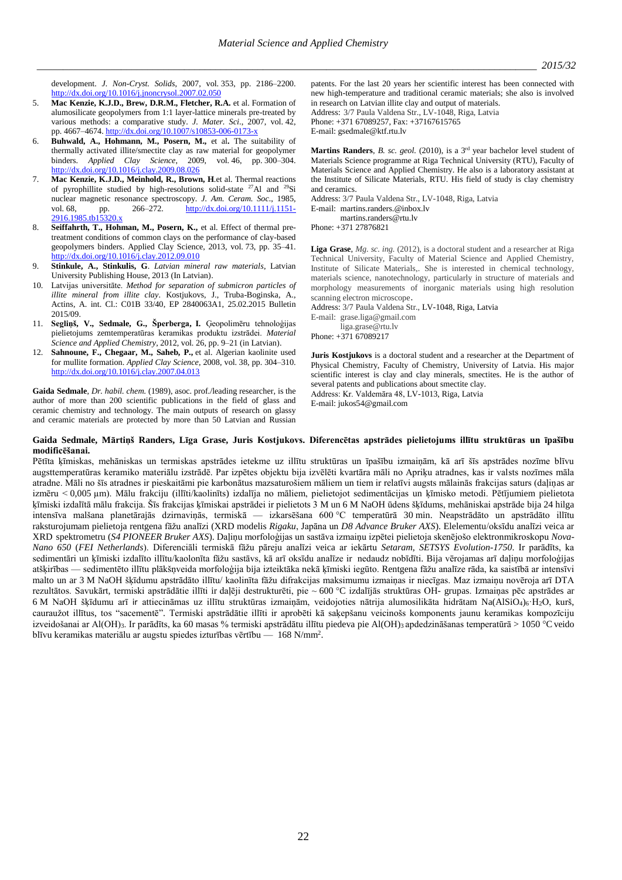development. *J. Non-Cryst. Solids*, 2007, vol. 353, pp. 2186–2200. http://dx.doi.org/10.1016/j.jnoncrysol.2007.02.050

5. **Mac Kenzie, K.J.D., Brew, D.R.M., Fletcher, R.A.** et al. Formation of alumosilicate geopolymers from 1:1 layer-lattice minerals pre-treated by various methods: a comparative study. *J. Mater. Sci*., 2007, vol. 42, pp. 4667–4674. http://dx.doi.org/10.1007/s10853-006-0173-x
6. **Buhwald, A., Hohmann, M., Posern, M.,** et al**.** **The** suitability of thermally activated illite/smectite clay as raw material for geopolymer binders. *Applied Clay Science*, 2009, vol. 46, pp. 300–304. http://dx.doi.org/10.1016/j.clay.2009.08.026
7. **Mac Kenzie, K.J.D., Meinhold, R., Brown, H**.et al. Thermal reactions of pyrophillite studied by high-resolutions solid-state $^{27}$Al and $^{29}$Si nuclear magnetic resonance spectroscopy. *J. Am. Ceram. Soc*., 1985, vol. 68, pp. 266–272. http://dx.doi.org/10.1111/j.1151-2916.1985.tb15320.x
8. **Seiffahrth, T., Hohman, M., Posern, K.,** et al. Effect of thermal pre-treatment conditions of common clays on the performance of clay-based geopolymers binders. Applied Clay Science, 2013, vol. 73, pp. 35–41. http://dx.doi.org/10.1016/j.clay.2012.09.010
9. **Stinkule, A., Stinkulis, G**. *Latvian mineral raw materials*, Latvian University Publishing House, 2013 (In Latvian).
10. Latvijas universitāte. *Method for separation of submicron particles of illite mineral from illite clay*. Kostjukovs, J., Truba-Boginska, A., Actins, A. int. Cl.: C01B 33/40, EP 2840063A1, 25.02.2015 Bulletin 2015/09.
11. **Segliņš, V., Sedmale, G., Šperberga, I.** Ģeopolimēru tehnoloģijas pielietojums zemtemperatūras keramikas produktu izstrādei. *Material Science and Applied Chemistry*, 2012, vol. 26, pp. 9–21 (in Latvian).
12. **Sahnoune, F., Chegaar, M., Saheb, P.,** et al. Algerian kaolinite used for mullite formation. *Applied Clay Science*, 2008, vol. 38, pp. 304–310. http://dx.doi.org/10.1016/j.clay.2007.04.013

**Gaida Sedmale**, *Dr. habil. chem.* (1989), asoc. prof./leading researcher, is the author of more than 200 scientific publications in the field of glass and ceramic chemistry and technology. The main outputs of research on glassy and ceramic materials are protected by more than 50 Latvian and Russian patents. For the last 20 years her scientific interest has been connected with new high-temperature and traditional ceramic materials; she also is involved in research on Latvian illite clay and output of materials.
Address: 3/7 Paula Valdena Str., LV-1048, Riga, Latvia
Phone: +371 67089257, Fax: +37167615765
E-mail: gsedmale@ktf.rtu.lv

**Martins Randers**, *B. sc. geol.* (2010), is a 3rd year bachelor level student of Materials Science programme at Riga Technical University (RTU), Faculty of Materials Science and Applied Chemistry. He also is a laboratory assistant at the Institute of Silicate Materials, RTU. His field of study is clay chemistry and ceramics.
Address: 3/7 Paula Valdena Str., LV-1048, Riga, Latvia
E-mail: martins.randers.@inbox.lv
martins.randers@rtu.lv
Phone: +371 27876821

**Liga Grase**, *Mg. sc. ing.* (2012), is a doctoral student and a researcher at Riga Technical University, Faculty of Material Science and Applied Chemistry, Institute of Silicate Materials,. She is interested in chemical technology, materials science, nanotechnology, particularly in structure of materials and morphology measurements of inorganic materials using high resolution scanning electron microscope.
Address: 3/7 Paula Valdena Str., LV-1048, Riga, Latvia
E-mail: grase.liga@gmail.com
liga.grase@rtu.lv
Phone: +371 67089217

**Juris Kostjukovs** is a doctoral student and a researcher at the Department of Physical Chemistry, Faculty of Chemistry, University of Latvia. His major scientific interest is clay and clay minerals, smectites. He is the author of several patents and publications about smectite clay.
Address: Kr. Valdemāra 48, LV-1013, Riga, Latvia
E-mail: jukos54@gmail.com

**Gaida Sedmale, Mārtiņš Randers, Līga Grase, Juris Kostjukovs. Diferencētas apstrādes pielietojums illītu struktūras un īpašību modificēšanai.**

Pētīta ķīmiskas, mehāniskas un termiskas apstrādes ietekme uz illītu struktūras un īpašību izmaiņām, kā arī šīs apstrādes nozīme blīvu augsttemperatūras keramiko materiālu izstrādē. Par izpētes objektu bija izvēlēti kvartāra māli no Apriķu atradnes, kas ir valsts nozīmes māla atradne. Māli no šīs atradnes ir pieskaitāmi pie karbonātus mazsaturošiem māliem un tiem ir relatīvi augsts mālainās frakcijas saturs (daļiņas ar izmēru < 0,005 µm). Mālu frakciju (illīti/kaolinīts) izdalīja no māliem, pielietojot sedimentācijas un ķīmisko metodi. Pētījumiem pielietota ķīmiski izdalītā mālu frakcija. Šīs frakcijas ķīmiskai apstrādei ir pielietots 3 M un 6 M NaOH ūdens šķīdums, mehāniskai apstrāde bija 24 hilga intensīva malšana planetārajās dzirnaviņās, termiskā — izkarsēšana 600 °C temperatūrā 30 min. Neapstrādāto un apstrādāto illītu raksturojumam pielietoja rentgena fāžu analīzi (XRD modelis *Rigaku*, Japāna un *D8 Advance Bruker AXS*). Elelementu/oksīdu analīzi veica ar XRD spektrometru (*S4 PIONEER Bruker AXS*). Daļiņu morfoloģijas un sastāva izmaiņu izpētei pielietoja skenējošo elektronmikroskopu *Nova-Nano 650* (*FEI Netherlands*). Diferenciāli termiskā fāžu pāreju analīzi veica ar iekārtu *Setaram, SETSYS Evolution-1750*. Ir parādīts, ka sedimentāri un ķīmiski izdalīto illītu/kaolonīta fāžu sastāvs, kā arī oksīdu analīze ir nedaudz nobīdīti. Bija vērojamas arī daļiņu morfoloģijas atšķirības — sedimentēto illītu plākšņveida morfoloģija bija izteiktāka nekā ķīmiski iegūto. Rentgena fāžu analīze rāda, ka saistībā ar intensīvi malto un ar 3 M NaOH šķīdumu apstrādāto illītu/ kaolinīta fāžu difrakcijas maksimumu izmaiņas ir niecīgas. Maz izmaiņu novēroja arī DTA rezultātos. Savukārt, termiski apstrādātie illīti ir daļēji destrukturēti, pie ~ 600 °C izdalījās struktūras OH- grupas. Izmaiņas pēc apstrādes ar 6 M NaOH šķīdumu arī ir attiecināmas uz illītu struktūras izmaiņām, veidojoties nātrija alumosilikāta hidrātam $Na(AlSiO_4)_6 \cdot H_2O$, kurš, cauraužot illītus, tos "sacementē". Termiski apstrādātie illīti ir aprobēti kā saķepšanu veicinošs komponents jaunu keramikas kompozīciju izveidošanai ar $Al(OH)_3$. Ir parādīts, ka 60 masas % termiski apstrādātu illītu piedeva pie $Al(OH)_3$ apdedzināšanas temperatūrā > 1050 °C veido blīvu keramikas materiālu ar augstu spiedes izturības vērtību — 168 N/mm$^2$.